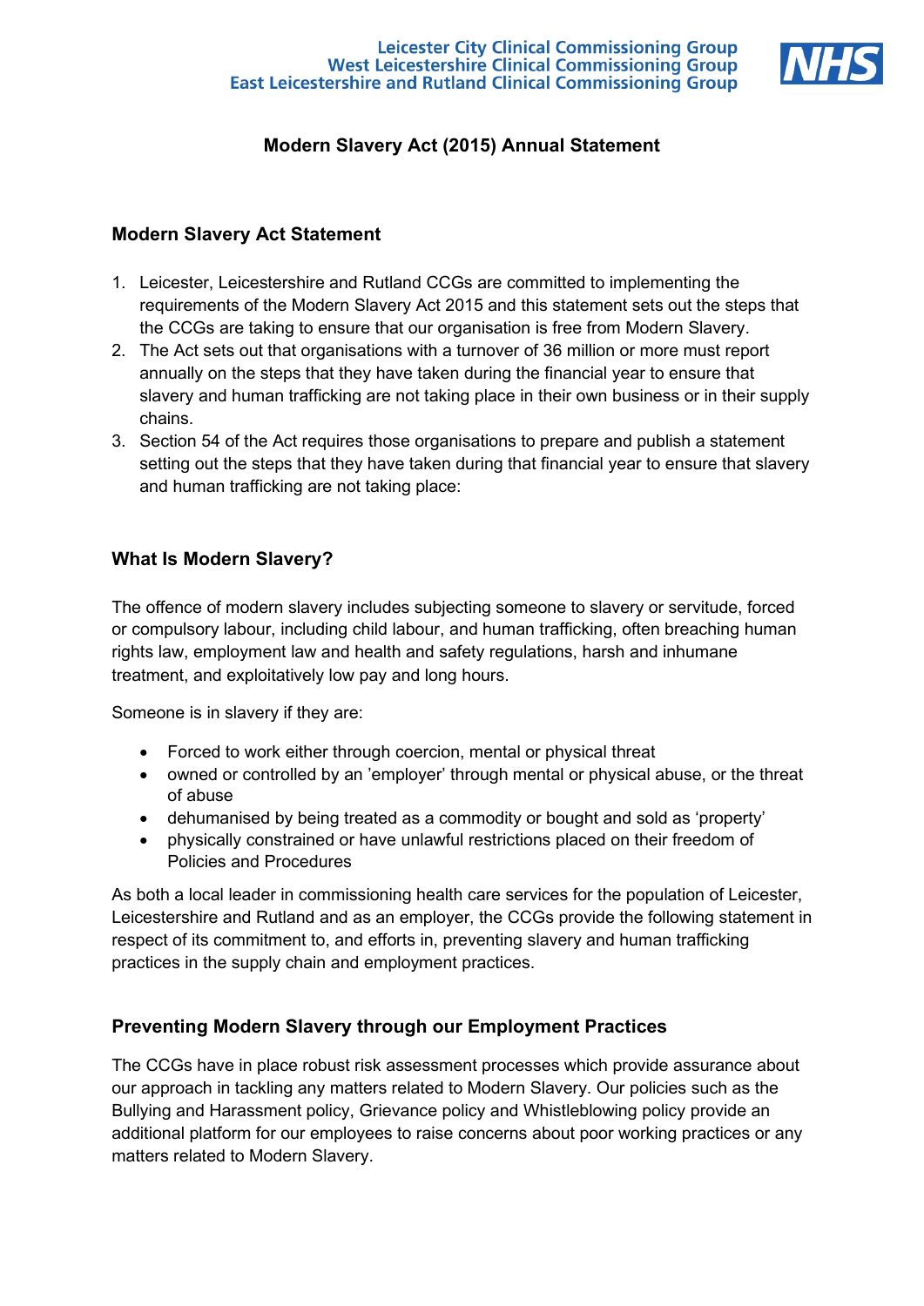Leicester City Clinical Commissioning Group
West Leicestershire Clinical Commissioning Group
East Leicestershire and Rutland Clinical Commissioning Group

NHS

**Modern Slavery Act (2015) Annual Statement**

## Modern Slavery Act Statement

1. Leicester, Leicestershire and Rutland CCGs are committed to implementing the requirements of the Modern Slavery Act 2015 and this statement sets out the steps that the CCGs are taking to ensure that our organisation is free from Modern Slavery.
2. The Act sets out that organisations with a turnover of 36 million or more must report annually on the steps that they have taken during the financial year to ensure that slavery and human trafficking are not taking place in their own business or in their supply chains.
3. Section 54 of the Act requires those organisations to prepare and publish a statement setting out the steps that they have taken during that financial year to ensure that slavery and human trafficking are not taking place:

## What Is Modern Slavery?

The offence of modern slavery includes subjecting someone to slavery or servitude, forced or compulsory labour, including child labour, and human trafficking, often breaching human rights law, employment law and health and safety regulations, harsh and inhumane treatment, and exploitatively low pay and long hours.

Someone is in slavery if they are:

- Forced to work either through coercion, mental or physical threat
- owned or controlled by an 'employer' through mental or physical abuse, or the threat of abuse
- dehumanised by being treated as a commodity or bought and sold as 'property'
- physically constrained or have unlawful restrictions placed on their freedom of Policies and Procedures

As both a local leader in commissioning health care services for the population of Leicester, Leicestershire and Rutland and as an employer, the CCGs provide the following statement in respect of its commitment to, and efforts in, preventing slavery and human trafficking practices in the supply chain and employment practices.

## Preventing Modern Slavery through our Employment Practices

The CCGs have in place robust risk assessment processes which provide assurance about our approach in tackling any matters related to Modern Slavery. Our policies such as the Bullying and Harassment policy, Grievance policy and Whistleblowing policy provide an additional platform for our employees to raise concerns about poor working practices or any matters related to Modern Slavery.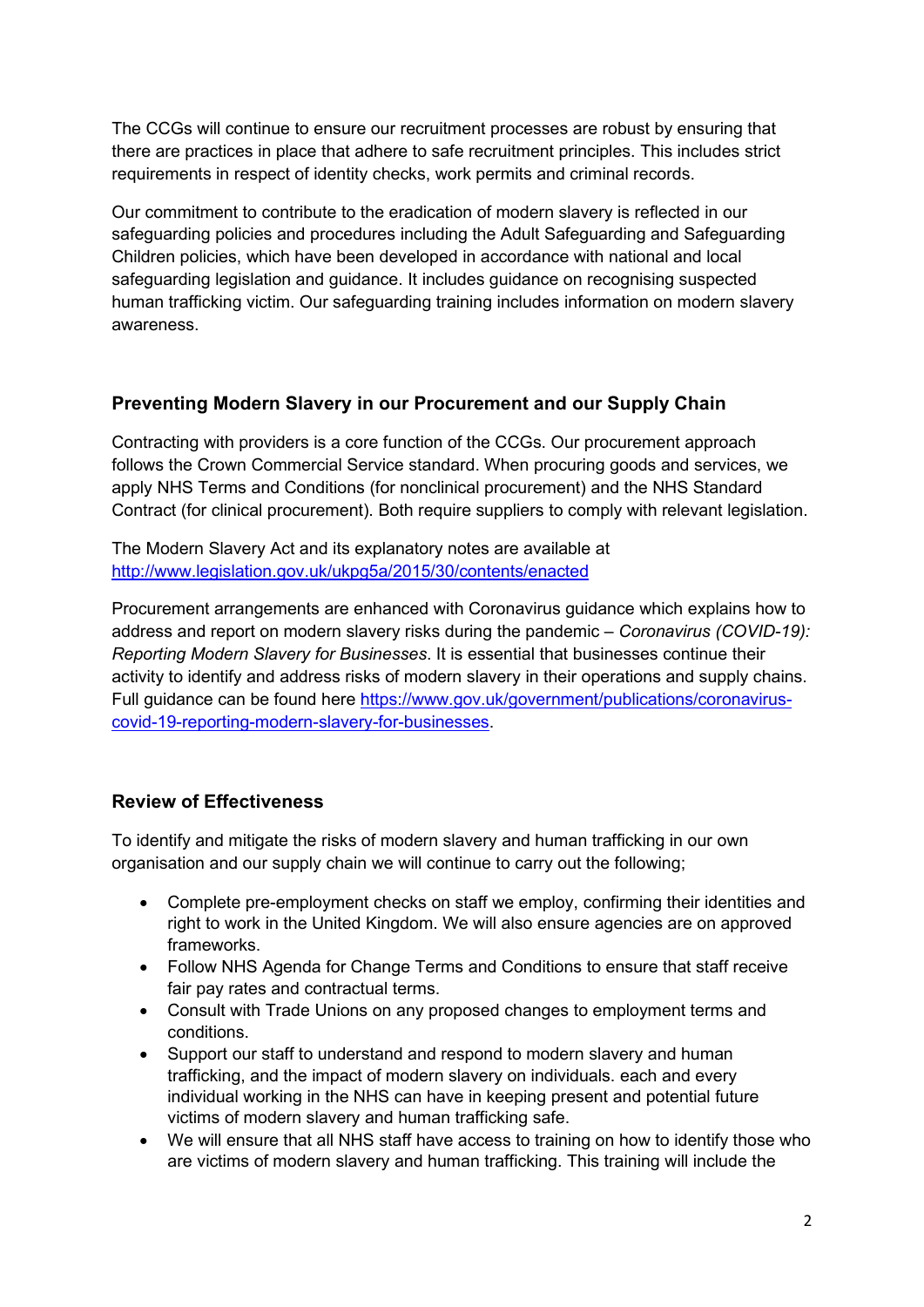The CCGs will continue to ensure our recruitment processes are robust by ensuring that there are practices in place that adhere to safe recruitment principles. This includes strict requirements in respect of identity checks, work permits and criminal records.

Our commitment to contribute to the eradication of modern slavery is reflected in our safeguarding policies and procedures including the Adult Safeguarding and Safeguarding Children policies, which have been developed in accordance with national and local safeguarding legislation and guidance. It includes guidance on recognising suspected human trafficking victim. Our safeguarding training includes information on modern slavery awareness.

## Preventing Modern Slavery in our Procurement and our Supply Chain

Contracting with providers is a core function of the CCGs. Our procurement approach follows the Crown Commercial Service standard. When procuring goods and services, we apply NHS Terms and Conditions (for nonclinical procurement) and the NHS Standard Contract (for clinical procurement). Both require suppliers to comply with relevant legislation.

The Modern Slavery Act and its explanatory notes are available at [http://www.legislation.gov.uk/ukpg5a/2015/30/contents/enacted](http://www.legislation.gov.uk/ukpg5a/2015/30/contents/enacted)

Procurement arrangements are enhanced with Coronavirus guidance which explains how to address and report on modern slavery risks during the pandemic – *Coronavirus (COVID-19): Reporting Modern Slavery for Businesses*. It is essential that businesses continue their activity to identify and address risks of modern slavery in their operations and supply chains. Full guidance can be found here [https://www.gov.uk/government/publications/coronavirus-covid-19-reporting-modern-slavery-for-businesses](https://www.gov.uk/government/publications/coronavirus-covid-19-reporting-modern-slavery-for-businesses).

## Review of Effectiveness

To identify and mitigate the risks of modern slavery and human trafficking in our own organisation and our supply chain we will continue to carry out the following;

- Complete pre-employment checks on staff we employ, confirming their identities and right to work in the United Kingdom. We will also ensure agencies are on approved frameworks.
- Follow NHS Agenda for Change Terms and Conditions to ensure that staff receive fair pay rates and contractual terms.
- Consult with Trade Unions on any proposed changes to employment terms and conditions.
- Support our staff to understand and respond to modern slavery and human trafficking, and the impact of modern slavery on individuals. each and every individual working in the NHS can have in keeping present and potential future victims of modern slavery and human trafficking safe.
- We will ensure that all NHS staff have access to training on how to identify those who are victims of modern slavery and human trafficking. This training will include the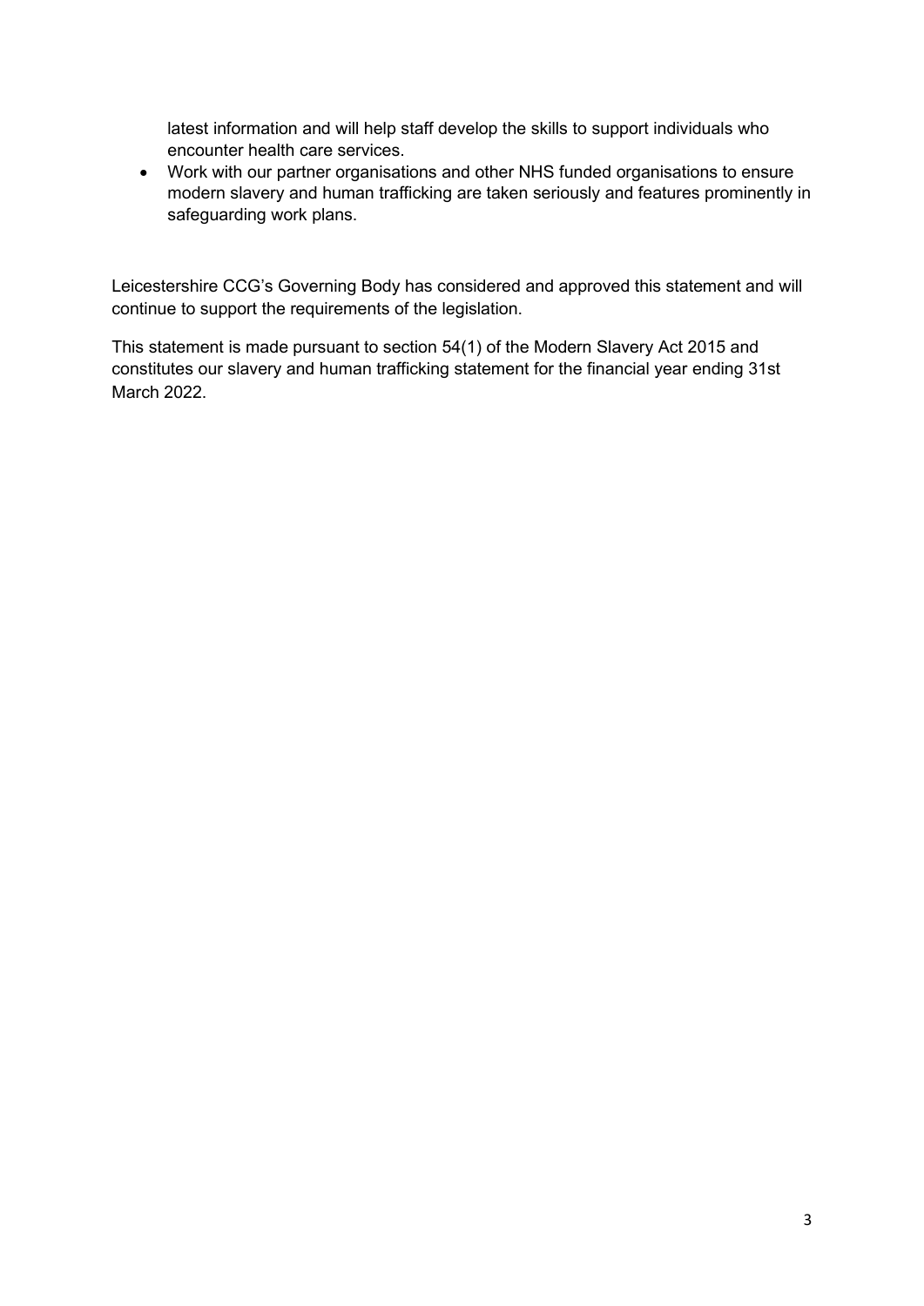latest information and will help staff develop the skills to support individuals who encounter health care services.

- Work with our partner organisations and other NHS funded organisations to ensure modern slavery and human trafficking are taken seriously and features prominently in safeguarding work plans.

Leicestershire CCG's Governing Body has considered and approved this statement and will continue to support the requirements of the legislation.

This statement is made pursuant to section 54(1) of the Modern Slavery Act 2015 and constitutes our slavery and human trafficking statement for the financial year ending 31st March 2022.